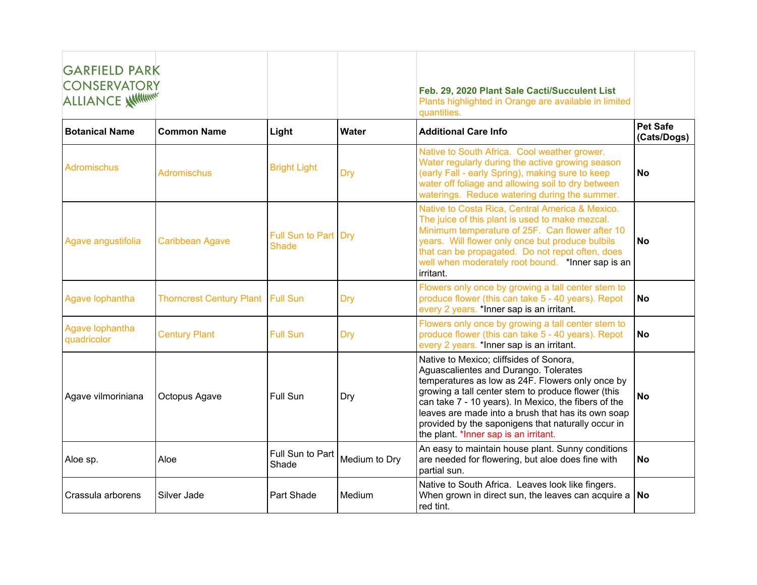GARFIELD PARK CONSERVATORY ALLIANCE

**Feb. 29, 2020 Plant Sale Cacti/Succulent List**

Plants highlighted in Orange are available in limited quantities.

| Botanical Name | Common Name | Light | Water | Additional Care Info | Pet Safe (Cats/Dogs) |
|---|---|---|---|---|---|
| Adromischus | Adromischus | Bright Light | Dry | Native to South Africa. Cool weather grower. Water regularly during the active growing season (early Fall - early Spring), making sure to keep water off foliage and allowing soil to dry between waterings. Reduce watering during the summer. | **No** |
| Agave angustifolia | Caribbean Agave | Full Sun to Part Shade | Dry | Native to Costa Rica, Central America & Mexico. The juice of this plant is used to make mezcal. Minimum temperature of 25F. Can flower after 10 years. Will flower only once but produce bulbils that can be propagated. Do not repot often, does well when moderately root bound. *Inner sap is an irritant. | **No** |
| Agave lophantha | Thorncrest Century Plant | Full Sun | Dry | Flowers only once by growing a tall center stem to produce flower (this can take 5 - 40 years). Repot every 2 years. *Inner sap is an irritant. | **No** |
| Agave lophantha quadricolor | Century Plant | Full Sun | Dry | Flowers only once by growing a tall center stem to produce flower (this can take 5 - 40 years). Repot every 2 years. *Inner sap is an irritant. | **No** |
| Agave vilmoriniana | Octopus Agave | Full Sun | Dry | Native to Mexico; cliffsides of Sonora, Aguascalientes and Durango. Tolerates temperatures as low as 24F. Flowers only once by growing a tall center stem to produce flower (this can take 7 - 10 years). In Mexico, the fibers of the leaves are made into a brush that has its own soap provided by the saponigens that naturally occur in the plant. *Inner sap is an irritant. | **No** |
| Aloe sp. | Aloe | Full Sun to Part Shade | Medium to Dry | An easy to maintain house plant. Sunny conditions are needed for flowering, but aloe does fine with partial sun. | **No** |
| Crassula arborens | Silver Jade | Part Shade | Medium | Native to South Africa. Leaves look like fingers. When grown in direct sun, the leaves can acquire a red tint. | **No** |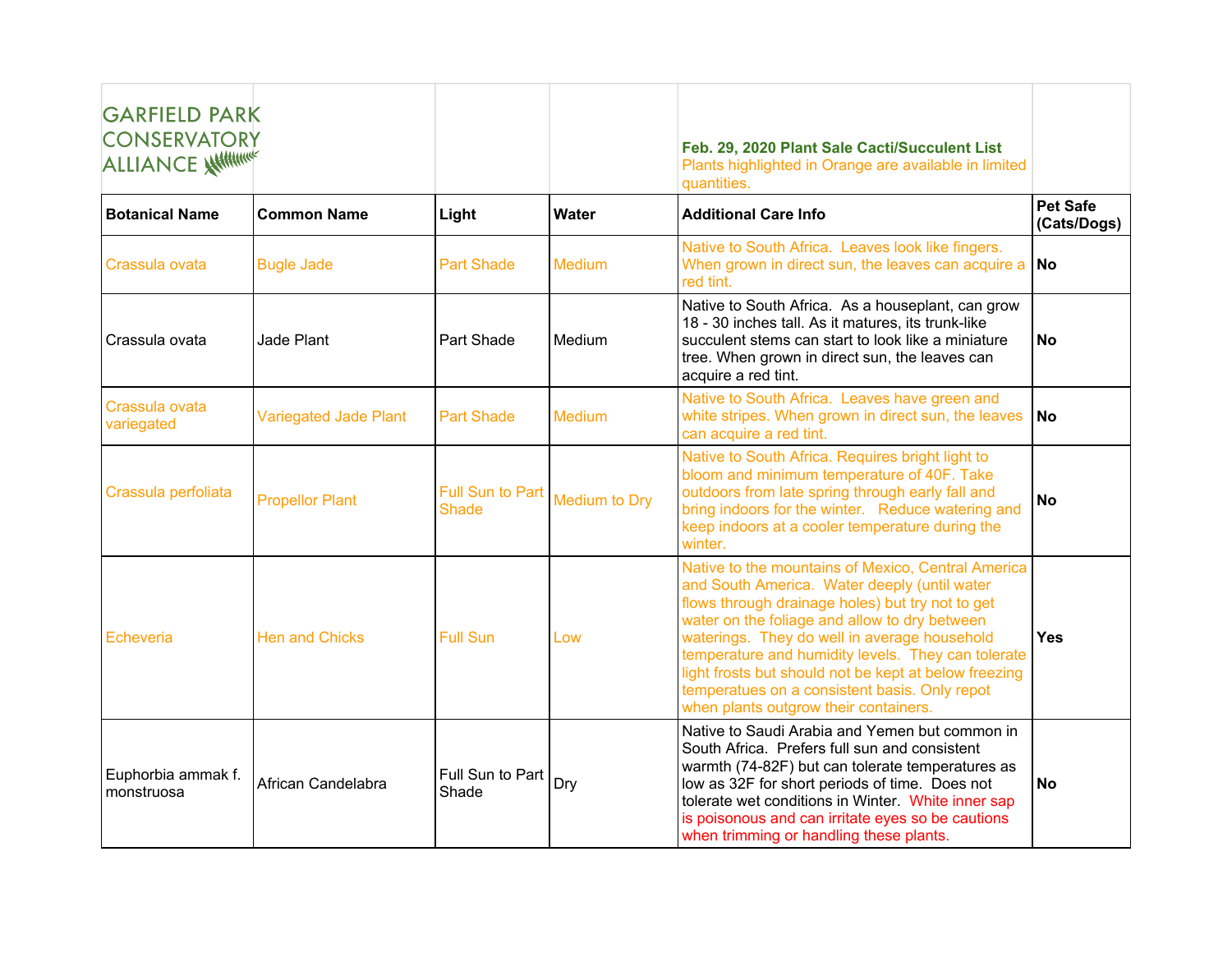GARFIELD PARK CONSERVATORY ALLIANCE

**Feb. 29, 2020 Plant Sale Cacti/Succulent List**

Plants highlighted in Orange are available in limited quantities.

| Botanical Name | Common Name | Light | Water | Additional Care Info | Pet Safe (Cats/Dogs) |
|---|---|---|---|---|---|
| Crassula ovata | Bugle Jade | Part Shade | Medium | Native to South Africa. Leaves look like fingers. When grown in direct sun, the leaves can acquire a red tint. | **No** |
| Crassula ovata | Jade Plant | Part Shade | Medium | Native to South Africa. As a houseplant, can grow 18 - 30 inches tall. As it matures, its trunk-like succulent stems can start to look like a miniature tree. When grown in direct sun, the leaves can acquire a red tint. | **No** |
| Crassula ovata variegated | Variegated Jade Plant | Part Shade | Medium | Native to South Africa. Leaves have green and white stripes. When grown in direct sun, the leaves can acquire a red tint. | **No** |
| Crassula perfoliata | Propellor Plant | Full Sun to Part Shade | Medium to Dry | Native to South Africa. Requires bright light to bloom and minimum temperature of 40F. Take outdoors from late spring through early fall and bring indoors for the winter. Reduce watering and keep indoors at a cooler temperature during the winter. | **No** |
| Echeveria | Hen and Chicks | Full Sun | Low | Native to the mountains of Mexico, Central America and South America. Water deeply (until water flows through drainage holes) but try not to get water on the foliage and allow to dry between waterings. They do well in average household temperature and humidity levels. They can tolerate light frosts but should not be kept at below freezing temperatues on a consistent basis. Only repot when plants outgrow their containers. | **Yes** |
| Euphorbia ammak f. monstruosa | African Candelabra | Full Sun to Part Shade | Dry | Native to Saudi Arabia and Yemen but common in South Africa. Prefers full sun and consistent warmth (74-82F) but can tolerate temperatures as low as 32F for short periods of time. Does not tolerate wet conditions in Winter. White inner sap is poisonous and can irritate eyes so be cautions when trimming or handling these plants. | **No** |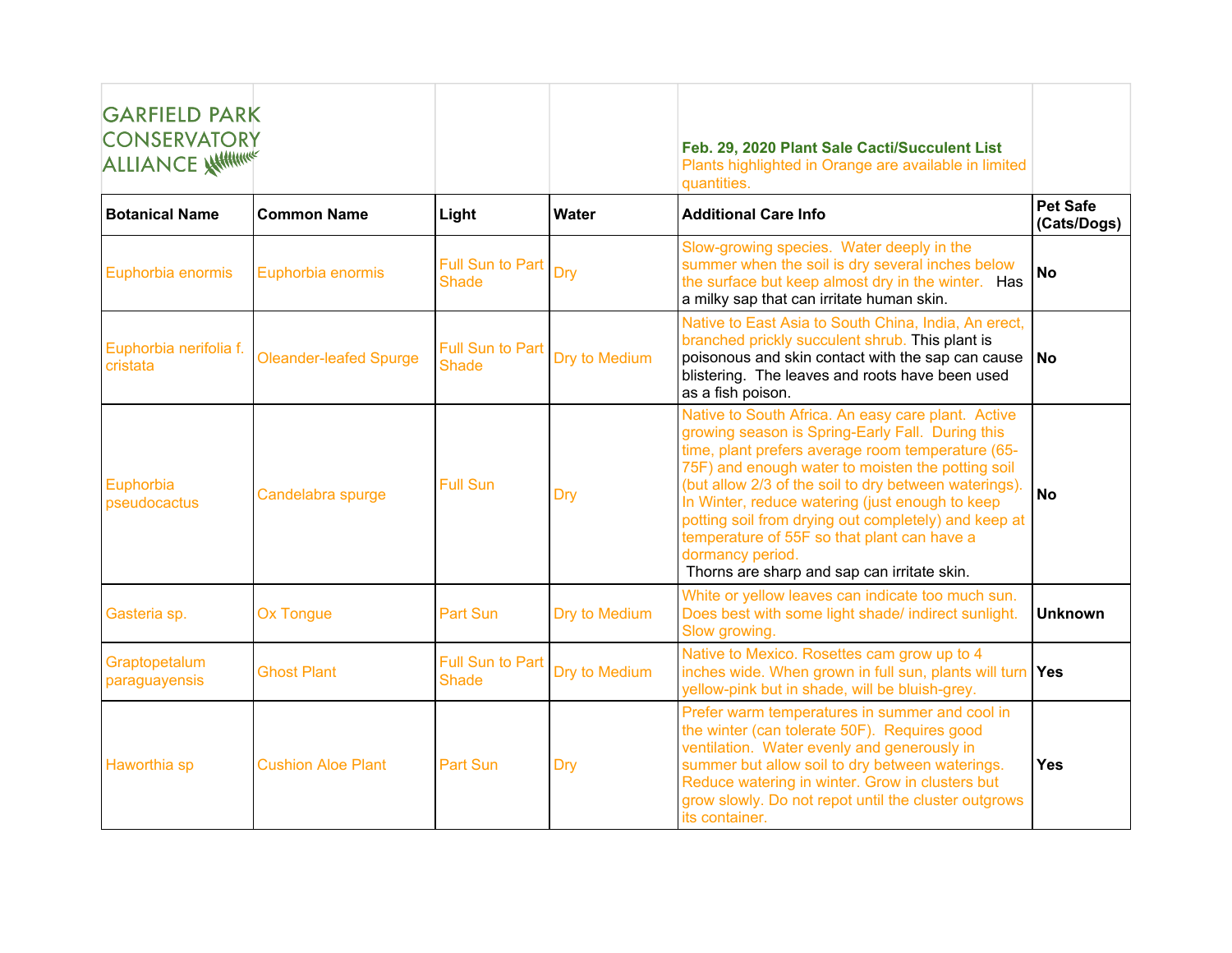GARFIELD PARK CONSERVATORY ALLIANCE

**Feb. 29, 2020 Plant Sale Cacti/Succulent List**
Plants highlighted in Orange are available in limited quantities.

| Botanical Name | Common Name | Light | Water | Additional Care Info | Pet Safe (Cats/Dogs) |
|---|---|---|---|---|---|
| Euphorbia enormis | Euphorbia enormis | Full Sun to Part Shade | Dry | Slow-growing species. Water deeply in the summer when the soil is dry several inches below the surface but keep almost dry in the winter. Has a milky sap that can irritate human skin. | **No** |
| Euphorbia nerifolia f. cristata | Oleander-leafed Spurge | Full Sun to Part Shade | Dry to Medium | Native to East Asia to South China, India, An erect, branched prickly succulent shrub. This plant is poisonous and skin contact with the sap can cause blistering. The leaves and roots have been used as a fish poison. | **No** |
| Euphorbia pseudocactus | Candelabra spurge | Full Sun | Dry | Native to South Africa. An easy care plant. Active growing season is Spring-Early Fall. During this time, plant prefers average room temperature (65-75F) and enough water to moisten the potting soil (but allow 2/3 of the soil to dry between waterings). In Winter, reduce watering (just enough to keep potting soil from drying out completely) and keep at temperature of 55F so that plant can have a dormancy period. Thorns are sharp and sap can irritate skin. | **No** |
| Gasteria sp. | Ox Tongue | Part Sun | Dry to Medium | White or yellow leaves can indicate too much sun. Does best with some light shade/ indirect sunlight. Slow growing. | **Unknown** |
| Graptopetalum paraguayensis | Ghost Plant | Full Sun to Part Shade | Dry to Medium | Native to Mexico. Rosettes cam grow up to 4 inches wide. When grown in full sun, plants will turn yellow-pink but in shade, will be bluish-grey. | **Yes** |
| Haworthia sp | Cushion Aloe Plant | Part Sun | Dry | Prefer warm temperatures in summer and cool in the winter (can tolerate 50F). Requires good ventilation. Water evenly and generously in summer but allow soil to dry between waterings. Reduce watering in winter. Grow in clusters but grow slowly. Do not repot until the cluster outgrows its container. | **Yes** |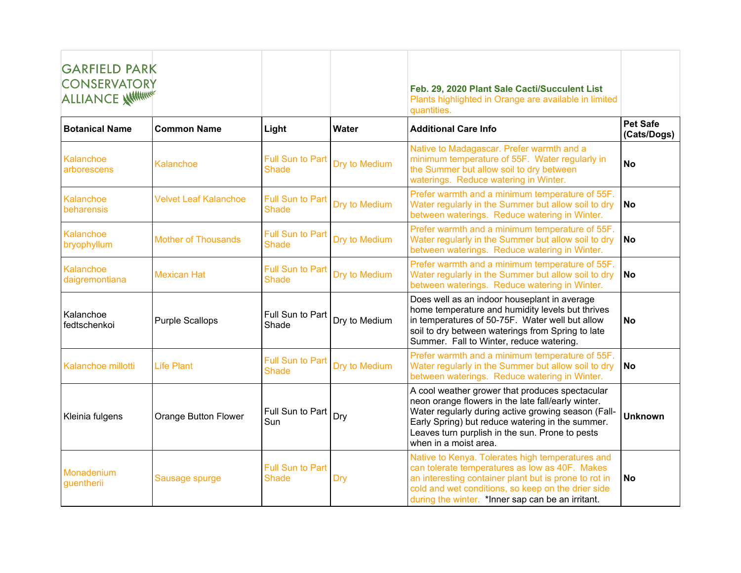GARFIELD PARK CONSERVATORY ALLIANCE

**Feb. 29, 2020 Plant Sale Cacti/Succulent List**
Plants highlighted in Orange are available in limited quantities.

| Botanical Name | Common Name | Light | Water | Additional Care Info | Pet Safe (Cats/Dogs) |
|---|---|---|---|---|---|
| Kalanchoe arborescens | Kalanchoe | Full Sun to Part Shade | Dry to Medium | Native to Madagascar. Prefer warmth and a minimum temperature of 55F. Water regularly in the Summer but allow soil to dry between waterings. Reduce watering in Winter. | **No** |
| Kalanchoe beharensis | Velvet Leaf Kalanchoe | Full Sun to Part Shade | Dry to Medium | Prefer warmth and a minimum temperature of 55F. Water regularly in the Summer but allow soil to dry between waterings. Reduce watering in Winter. | **No** |
| Kalanchoe bryophyllum | Mother of Thousands | Full Sun to Part Shade | Dry to Medium | Prefer warmth and a minimum temperature of 55F. Water regularly in the Summer but allow soil to dry between waterings. Reduce watering in Winter. | **No** |
| Kalanchoe daigremontiana | Mexican Hat | Full Sun to Part Shade | Dry to Medium | Prefer warmth and a minimum temperature of 55F. Water regularly in the Summer but allow soil to dry between waterings. Reduce watering in Winter. | **No** |
| Kalanchoe fedtschenkoi | Purple Scallops | Full Sun to Part Shade | Dry to Medium | Does well as an indoor houseplant in average home temperature and humidity levels but thrives in temperatures of 50-75F. Water well but allow soil to dry between waterings from Spring to late Summer. Fall to Winter, reduce watering. | **No** |
| Kalanchoe millotti | Life Plant | Full Sun to Part Shade | Dry to Medium | Prefer warmth and a minimum temperature of 55F. Water regularly in the Summer but allow soil to dry between waterings. Reduce watering in Winter. | **No** |
| Kleinia fulgens | Orange Button Flower | Full Sun to Part Sun | Dry | A cool weather grower that produces spectacular neon orange flowers in the late fall/early winter. Water regularly during active growing season (Fall-Early Spring) but reduce watering in the summer. Leaves turn purplish in the sun. Prone to pests when in a moist area. | **Unknown** |
| Monadenium guentherii | Sausage spurge | Full Sun to Part Shade | Dry | Native to Kenya. Tolerates high temperatures and can tolerate temperatures as low as 40F. Makes an interesting container plant but is prone to rot in cold and wet conditions, so keep on the drier side during the winter. *Inner sap can be an irritant. | **No** |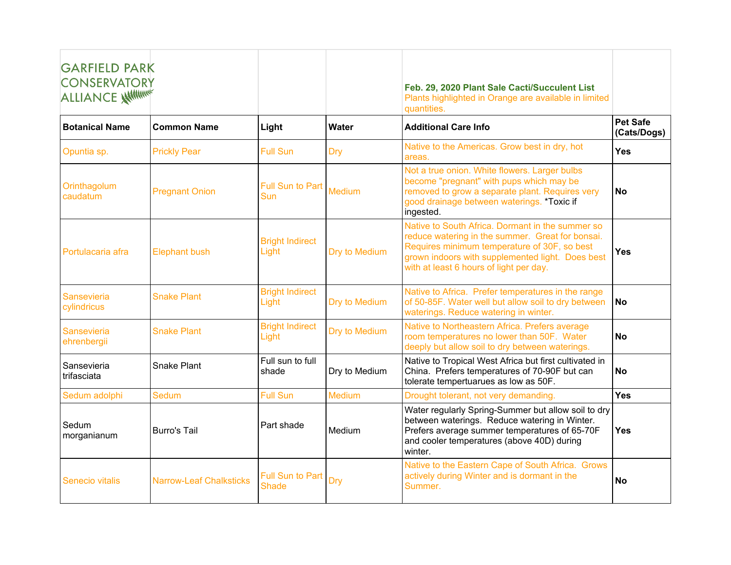GARFIELD PARK CONSERVATORY ALLIANCE

**Feb. 29, 2020 Plant Sale Cacti/Succulent List**

Plants highlighted in Orange are available in limited quantities.

| Botanical Name | Common Name | Light | Water | Additional Care Info | Pet Safe (Cats/Dogs) |
|---|---|---|---|---|---|
| Opuntia sp. | Prickly Pear | Full Sun | Dry | Native to the Americas. Grow best in dry, hot areas. | **Yes** |
| Orinthagolum caudatum | Pregnant Onion | Full Sun to Part Sun | Medium | Not a true onion. White flowers. Larger bulbs become "pregnant" with pups which may be removed to grow a separate plant. Requires very good drainage between waterings. *Toxic if ingested. | **No** |
| Portulacaria afra | Elephant bush | Bright Indirect Light | Dry to Medium | Native to South Africa. Dormant in the summer so reduce watering in the summer. Great for bonsai. Requires minimum temperature of 30F, so best grown indoors with supplemented light. Does best with at least 6 hours of light per day. | **Yes** |
| Sansevieria cylindricus | Snake Plant | Bright Indirect Light | Dry to Medium | Native to Africa. Prefer temperatures in the range of 50-85F. Water well but allow soil to dry between waterings. Reduce watering in winter. | **No** |
| Sansevieria ehrenbergii | Snake Plant | Bright Indirect Light | Dry to Medium | Native to Northeastern Africa. Prefers average room temperatures no lower than 50F. Water deeply but allow soil to dry between waterings. | **No** |
| Sansevieria trifasciata | Snake Plant | Full sun to full shade | Dry to Medium | Native to Tropical West Africa but first cultivated in China. Prefers temperatures of 70-90F but can tolerate tempertuarues as low as 50F. | **No** |
| Sedum adolphi | Sedum | Full Sun | Medium | Drought tolerant, not very demanding. | **Yes** |
| Sedum morganianum | Burro's Tail | Part shade | Medium | Water regularly Spring-Summer but allow soil to dry between waterings. Reduce watering in Winter. Prefers average summer temperatures of 65-70F and cooler temperatures (above 40D) during winter. | **Yes** |
| Senecio vitalis | Narrow-Leaf Chalksticks | Full Sun to Part Shade | Dry | Native to the Eastern Cape of South Africa. Grows actively during Winter and is dormant in the Summer. | **No** |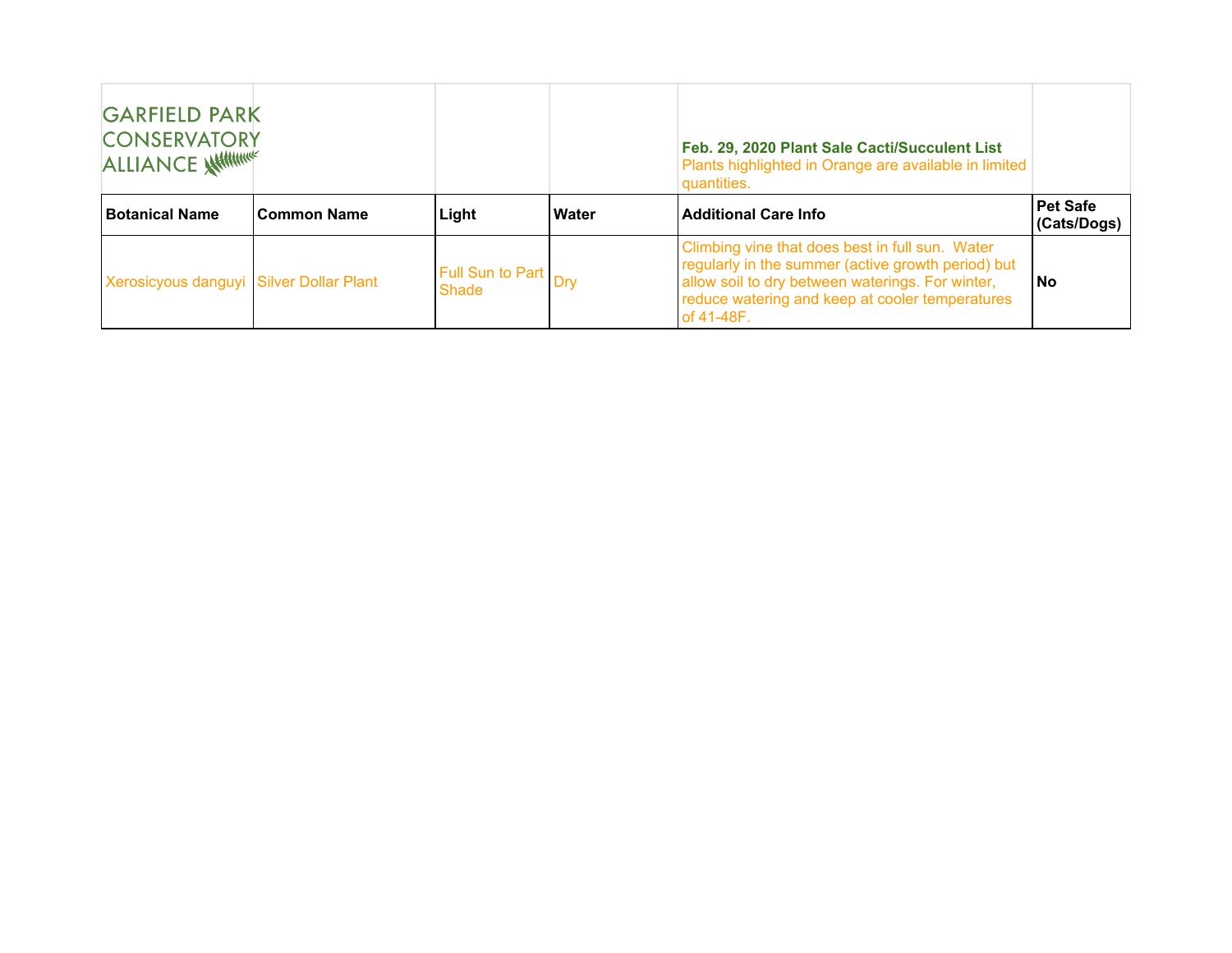GARFIELD PARK CONSERVATORY ALLIANCE

**Feb. 29, 2020 Plant Sale Cacti/Succulent List**

Plants highlighted in Orange are available in limited quantities.

| Botanical Name | Common Name | Light | Water | Additional Care Info | Pet Safe (Cats/Dogs) |
|---|---|---|---|---|---|
| Xerosicyous danguyi | Silver Dollar Plant | Full Sun to Part Shade | Dry | Climbing vine that does best in full sun. Water regularly in the summer (active growth period) but allow soil to dry between waterings. For winter, reduce watering and keep at cooler temperatures of 41-48F. | No |